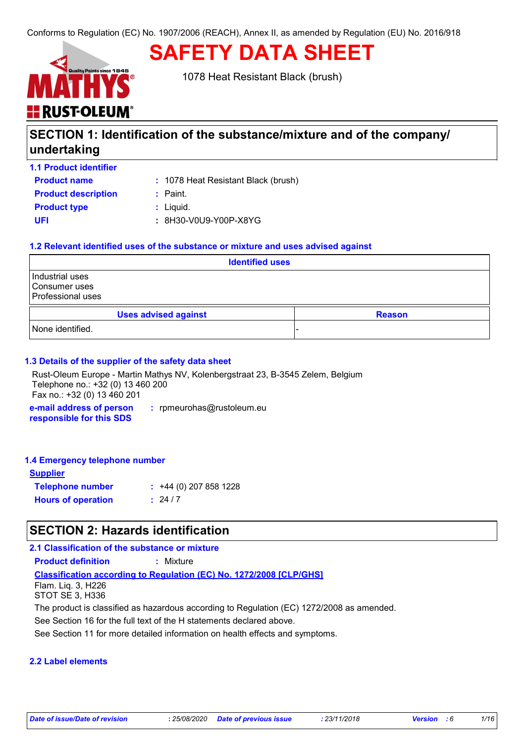Conforms to Regulation (EC) No. 1907/2006 (REACH), Annex II, as amended by Regulation (EU) No. 2016/918

# SAFETY DATA SHEET

1078 Heat Resistant Black (brush)

## SECTION 1: Identification of the substance/mixture and of the company/ undertaking

### 1.1 Product identifier

**Product name** : 1078 Heat Resistant Black (brush)
**Product description** : Paint.
**Product type** : Liquid.
**UFI** : 8H30-V0U9-Y00P-X8YG

### 1.2 Relevant identified uses of the substance or mixture and uses advised against

| Identified uses |
|---|
| Industrial uses<br>Consumer uses<br>Professional uses |

| Uses advised against | Reason |
|---|---|
| None identified. | - |

### 1.3 Details of the supplier of the safety data sheet

Rust-Oleum Europe - Martin Mathys NV, Kolenbergstraat 23, B-3545 Zelem, Belgium
Telephone no.: +32 (0) 13 460 200
Fax no.: +32 (0) 13 460 201

**e-mail address of person responsible for this SDS** : rpmeurohas@rustoleum.eu

### 1.4 Emergency telephone number

**Supplier**

**Telephone number** : +44 (0) 207 858 1228
**Hours of operation** : 24 / 7

## SECTION 2: Hazards identification

### 2.1 Classification of the substance or mixture

**Product definition** : Mixture

**Classification according to Regulation (EC) No. 1272/2008 [CLP/GHS]**

Flam. Liq. 3, H226
STOT SE 3, H336

The product is classified as hazardous according to Regulation (EC) 1272/2008 as amended.

See Section 16 for the full text of the H statements declared above.

See Section 11 for more detailed information on health effects and symptoms.

### 2.2 Label elements

*Date of issue/Date of revision* : 25/08/2020 *Date of previous issue* : 23/11/2018 *Version* : 6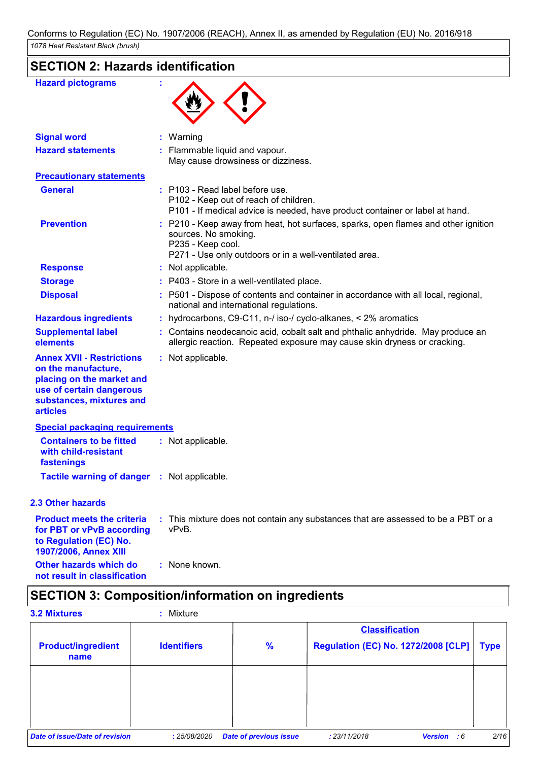## SECTION 2: Hazards identification

**Hazard pictograms** :

**Signal word** : Warning

**Hazard statements** : Flammable liquid and vapour.
May cause drowsiness or dizziness.

**Precautionary statements**

**General** : P103 - Read label before use.
P102 - Keep out of reach of children.
P101 - If medical advice is needed, have product container or label at hand.

**Prevention** : P210 - Keep away from heat, hot surfaces, sparks, open flames and other ignition sources. No smoking.
P235 - Keep cool.
P271 - Use only outdoors or in a well-ventilated area.

**Response** : Not applicable.

**Storage** : P403 - Store in a well-ventilated place.

**Disposal** : P501 - Dispose of contents and container in accordance with all local, regional, national and international regulations.

**Hazardous ingredients** : hydrocarbons, C9-C11, n-/ iso-/ cyclo-alkanes, < 2% aromatics

**Supplemental label elements** : Contains neodecanoic acid, cobalt salt and phthalic anhydride. May produce an allergic reaction. Repeated exposure may cause skin dryness or cracking.

**Annex XVII - Restrictions on the manufacture, placing on the market and use of certain dangerous substances, mixtures and articles** : Not applicable.

**Special packaging requirements**

**Containers to be fitted with child-resistant fastenings** : Not applicable.

**Tactile warning of danger** : Not applicable.

### 2.3 Other hazards

**Product meets the criteria for PBT or vPvB according to Regulation (EC) No. 1907/2006, Annex XIII** : This mixture does not contain any substances that are assessed to be a PBT or a vPvB.

**Other hazards which do not result in classification** : None known.

## SECTION 3: Composition/information on ingredients

**3.2 Mixtures** : Mixture

| Product/ingredient name | Identifiers | % | Classification Regulation (EC) No. 1272/2008 [CLP] | Type |
|---|---|---|---|---|
| | | | | |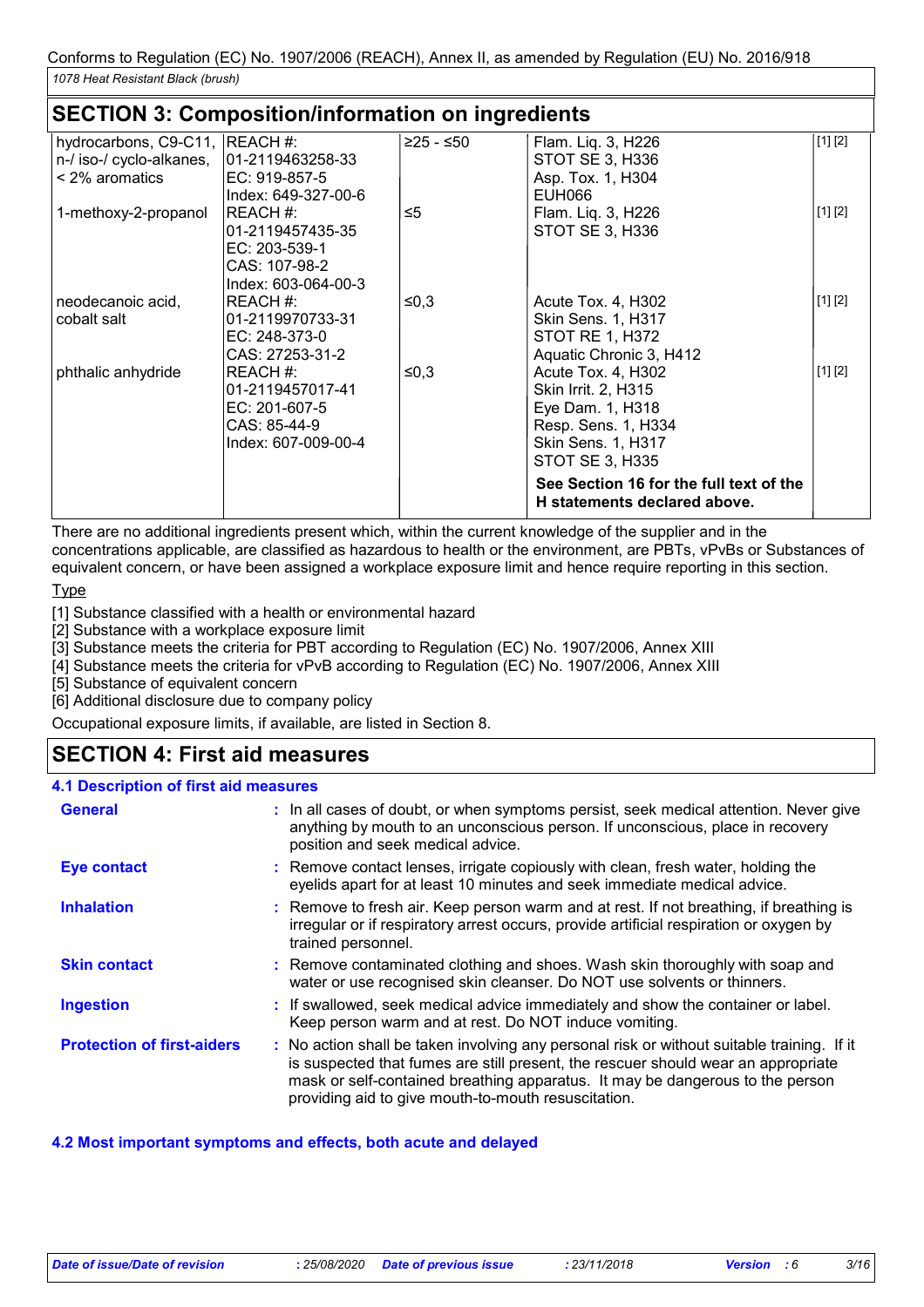Conforms to Regulation (EC) No. 1907/2006 (REACH), Annex II, as amended by Regulation (EU) No. 2016/918

*1078 Heat Resistant Black (brush)*

## SECTION 3: Composition/information on ingredients

| | | | | |
|---|---|---|---|---|
| hydrocarbons, C9-C11, n-/ iso-/ cyclo-alkanes, < 2% aromatics | REACH #: 01-2119463258-33<br>EC: 919-857-5<br>Index: 649-327-00-6 | ≥25 - ≤50 | Flam. Liq. 3, H226<br>STOT SE 3, H336<br>Asp. Tox. 1, H304<br>EUH066 | [1] [2] |
| 1-methoxy-2-propanol | REACH #: 01-2119457435-35<br>EC: 203-539-1<br>CAS: 107-98-2<br>Index: 603-064-00-3 | ≤5 | Flam. Liq. 3, H226<br>STOT SE 3, H336 | [1] [2] |
| neodecanoic acid, cobalt salt | REACH #: 01-2119970733-31<br>EC: 248-373-0<br>CAS: 27253-31-2 | ≤0,3 | Acute Tox. 4, H302<br>Skin Sens. 1, H317<br>STOT RE 1, H372<br>Aquatic Chronic 3, H412 | [1] [2] |
| phthalic anhydride | REACH #: 01-2119457017-41<br>EC: 201-607-5<br>CAS: 85-44-9<br>Index: 607-009-00-4 | ≤0,3 | Acute Tox. 4, H302<br>Skin Irrit. 2, H315<br>Eye Dam. 1, H318<br>Resp. Sens. 1, H334<br>Skin Sens. 1, H317<br>STOT SE 3, H335 | [1] [2] |
| | | | **See Section 16 for the full text of the H statements declared above.** | |

There are no additional ingredients present which, within the current knowledge of the supplier and in the concentrations applicable, are classified as hazardous to health or the environment, are PBTs, vPvBs or Substances of equivalent concern, or have been assigned a workplace exposure limit and hence require reporting in this section.

Type

[1] Substance classified with a health or environmental hazard
[2] Substance with a workplace exposure limit
[3] Substance meets the criteria for PBT according to Regulation (EC) No. 1907/2006, Annex XIII
[4] Substance meets the criteria for vPvB according to Regulation (EC) No. 1907/2006, Annex XIII
[5] Substance of equivalent concern
[6] Additional disclosure due to company policy

Occupational exposure limits, if available, are listed in Section 8.

## SECTION 4: First aid measures

### 4.1 Description of first aid measures

**General** : In all cases of doubt, or when symptoms persist, seek medical attention. Never give anything by mouth to an unconscious person. If unconscious, place in recovery position and seek medical advice.

**Eye contact** : Remove contact lenses, irrigate copiously with clean, fresh water, holding the eyelids apart for at least 10 minutes and seek immediate medical advice.

**Inhalation** : Remove to fresh air. Keep person warm and at rest. If not breathing, if breathing is irregular or if respiratory arrest occurs, provide artificial respiration or oxygen by trained personnel.

**Skin contact** : Remove contaminated clothing and shoes. Wash skin thoroughly with soap and water or use recognised skin cleanser. Do NOT use solvents or thinners.

**Ingestion** : If swallowed, seek medical advice immediately and show the container or label. Keep person warm and at rest. Do NOT induce vomiting.

**Protection of first-aiders** : No action shall be taken involving any personal risk or without suitable training. If it is suspected that fumes are still present, the rescuer should wear an appropriate mask or self-contained breathing apparatus. It may be dangerous to the person providing aid to give mouth-to-mouth resuscitation.

### 4.2 Most important symptoms and effects, both acute and delayed

*Date of issue/Date of revision : 25/08/2020 Date of previous issue : 23/11/2018 Version : 6*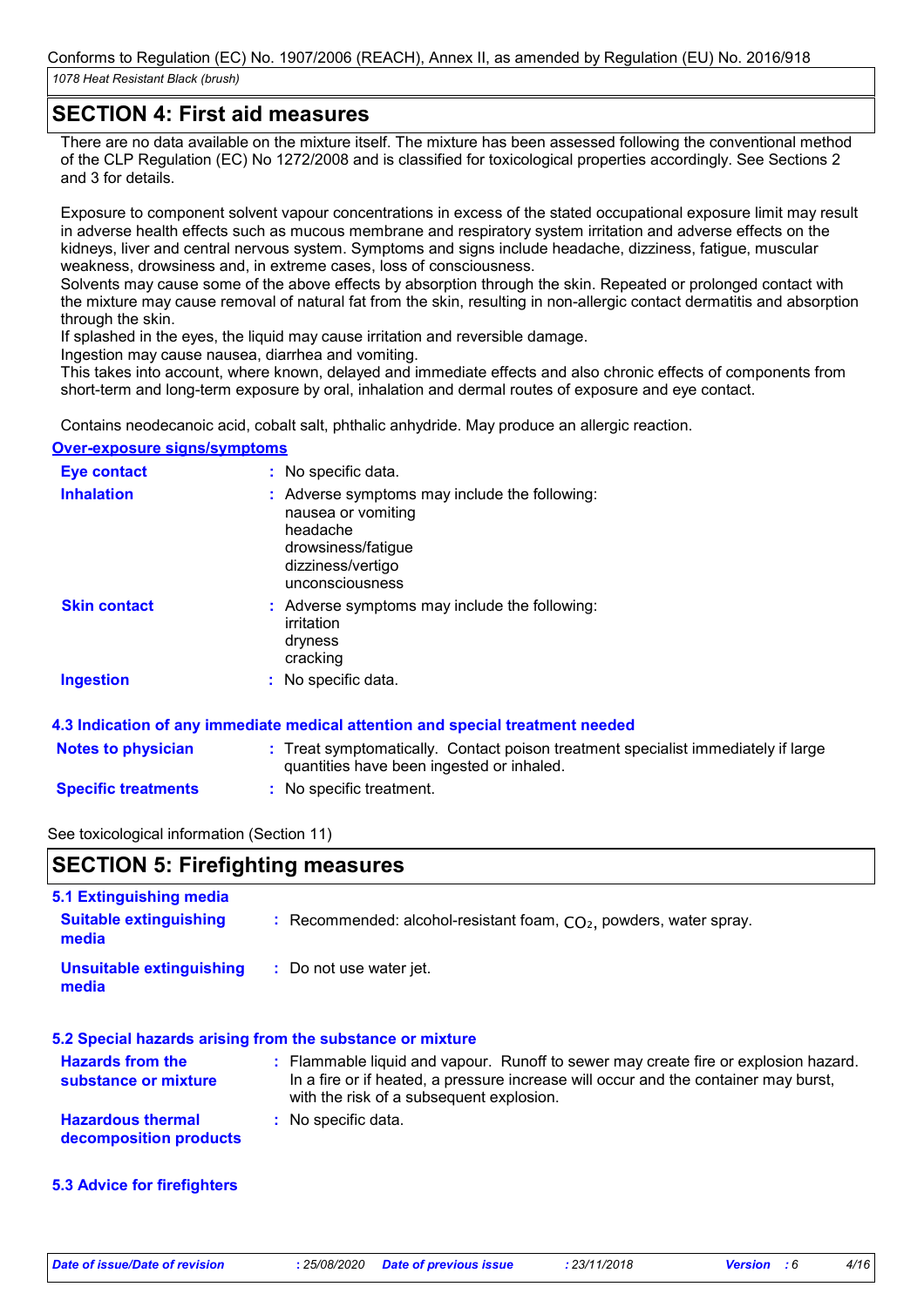## SECTION 4: First aid measures

There are no data available on the mixture itself. The mixture has been assessed following the conventional method of the CLP Regulation (EC) No 1272/2008 and is classified for toxicological properties accordingly. See Sections 2 and 3 for details.

Exposure to component solvent vapour concentrations in excess of the stated occupational exposure limit may result in adverse health effects such as mucous membrane and respiratory system irritation and adverse effects on the kidneys, liver and central nervous system. Symptoms and signs include headache, dizziness, fatigue, muscular weakness, drowsiness and, in extreme cases, loss of consciousness.
Solvents may cause some of the above effects by absorption through the skin. Repeated or prolonged contact with the mixture may cause removal of natural fat from the skin, resulting in non-allergic contact dermatitis and absorption through the skin.
If splashed in the eyes, the liquid may cause irritation and reversible damage.
Ingestion may cause nausea, diarrhea and vomiting.
This takes into account, where known, delayed and immediate effects and also chronic effects of components from short-term and long-term exposure by oral, inhalation and dermal routes of exposure and eye contact.

Contains neodecanoic acid, cobalt salt, phthalic anhydride. May produce an allergic reaction.

**Over-exposure signs/symptoms**

**Eye contact** : No specific data.

**Inhalation** : Adverse symptoms may include the following:
nausea or vomiting
headache
drowsiness/fatigue
dizziness/vertigo
unconsciousness

**Skin contact** : Adverse symptoms may include the following:
irritation
dryness
cracking

**Ingestion** : No specific data.

### 4.3 Indication of any immediate medical attention and special treatment needed

**Notes to physician** : Treat symptomatically. Contact poison treatment specialist immediately if large quantities have been ingested or inhaled.

**Specific treatments** : No specific treatment.

See toxicological information (Section 11)

## SECTION 5: Firefighting measures

### 5.1 Extinguishing media

**Suitable extinguishing media** : Recommended: alcohol-resistant foam, $CO_2$, powders, water spray.

**Unsuitable extinguishing media** : Do not use water jet.

### 5.2 Special hazards arising from the substance or mixture

**Hazards from the substance or mixture** : Flammable liquid and vapour. Runoff to sewer may create fire or explosion hazard. In a fire or if heated, a pressure increase will occur and the container may burst, with the risk of a subsequent explosion.

**Hazardous thermal decomposition products** : No specific data.

### 5.3 Advice for firefighters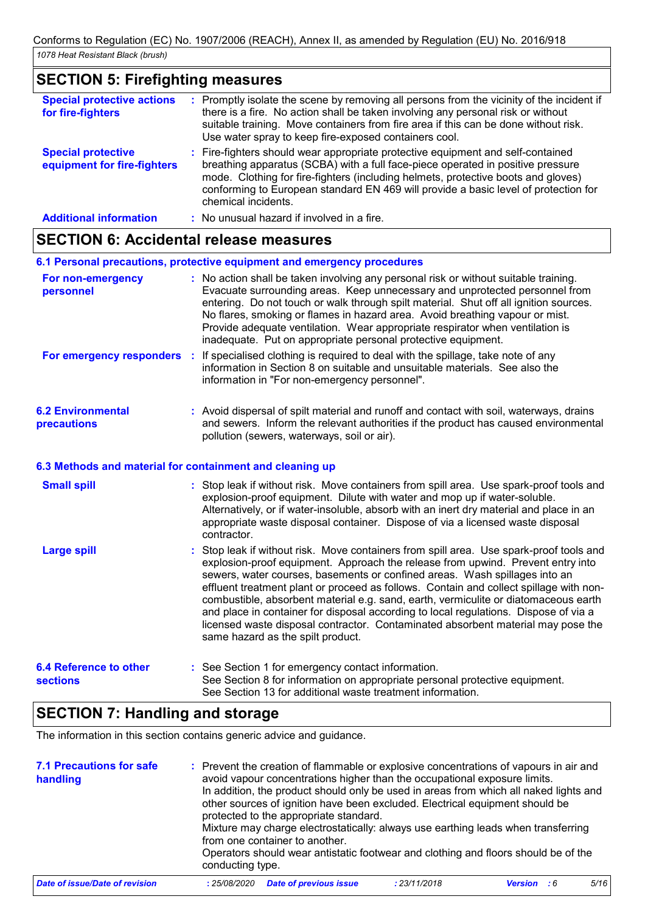## SECTION 5: Firefighting measures

| | |
|---|---|
| **Special protective actions for fire-fighters** | : Promptly isolate the scene by removing all persons from the vicinity of the incident if there is a fire. No action shall be taken involving any personal risk or without suitable training. Move containers from fire area if this can be done without risk. Use water spray to keep fire-exposed containers cool. |
| **Special protective equipment for fire-fighters** | : Fire-fighters should wear appropriate protective equipment and self-contained breathing apparatus (SCBA) with a full face-piece operated in positive pressure mode. Clothing for fire-fighters (including helmets, protective boots and gloves) conforming to European standard EN 469 will provide a basic level of protection for chemical incidents. |
| **Additional information** | : No unusual hazard if involved in a fire. |

## SECTION 6: Accidental release measures

### 6.1 Personal precautions, protective equipment and emergency procedures

| | |
|---|---|
| **For non-emergency personnel** | : No action shall be taken involving any personal risk or without suitable training. Evacuate surrounding areas. Keep unnecessary and unprotected personnel from entering. Do not touch or walk through spilt material. Shut off all ignition sources. No flares, smoking or flames in hazard area. Avoid breathing vapour or mist. Provide adequate ventilation. Wear appropriate respirator when ventilation is inadequate. Put on appropriate personal protective equipment. |
| **For emergency responders** | : If specialised clothing is required to deal with the spillage, take note of any information in Section 8 on suitable and unsuitable materials. See also the information in "For non-emergency personnel". |

| | |
|---|---|
| **6.2 Environmental precautions** | : Avoid dispersal of spilt material and runoff and contact with soil, waterways, drains and sewers. Inform the relevant authorities if the product has caused environmental pollution (sewers, waterways, soil or air). |

### 6.3 Methods and material for containment and cleaning up

| | |
|---|---|
| **Small spill** | : Stop leak if without risk. Move containers from spill area. Use spark-proof tools and explosion-proof equipment. Dilute with water and mop up if water-soluble. Alternatively, or if water-insoluble, absorb with an inert dry material and place in an appropriate waste disposal container. Dispose of via a licensed waste disposal contractor. |
| **Large spill** | : Stop leak if without risk. Move containers from spill area. Use spark-proof tools and explosion-proof equipment. Approach the release from upwind. Prevent entry into sewers, water courses, basements or confined areas. Wash spillages into an effluent treatment plant or proceed as follows. Contain and collect spillage with non-combustible, absorbent material e.g. sand, earth, vermiculite or diatomaceous earth and place in container for disposal according to local regulations. Dispose of via a licensed waste disposal contractor. Contaminated absorbent material may pose the same hazard as the spilt product. |

| | |
|---|---|
| **6.4 Reference to other sections** | : See Section 1 for emergency contact information.<br>See Section 8 for information on appropriate personal protective equipment.<br>See Section 13 for additional waste treatment information. |

## SECTION 7: Handling and storage

The information in this section contains generic advice and guidance.

| | |
|---|---|
| **7.1 Precautions for safe handling** | : Prevent the creation of flammable or explosive concentrations of vapours in air and avoid vapour concentrations higher than the occupational exposure limits.<br>In addition, the product should only be used in areas from which all naked lights and other sources of ignition have been excluded. Electrical equipment should be protected to the appropriate standard.<br>Mixture may charge electrostatically: always use earthing leads when transferring from one container to another.<br>Operators should wear antistatic footwear and clothing and floors should be of the conducting type. |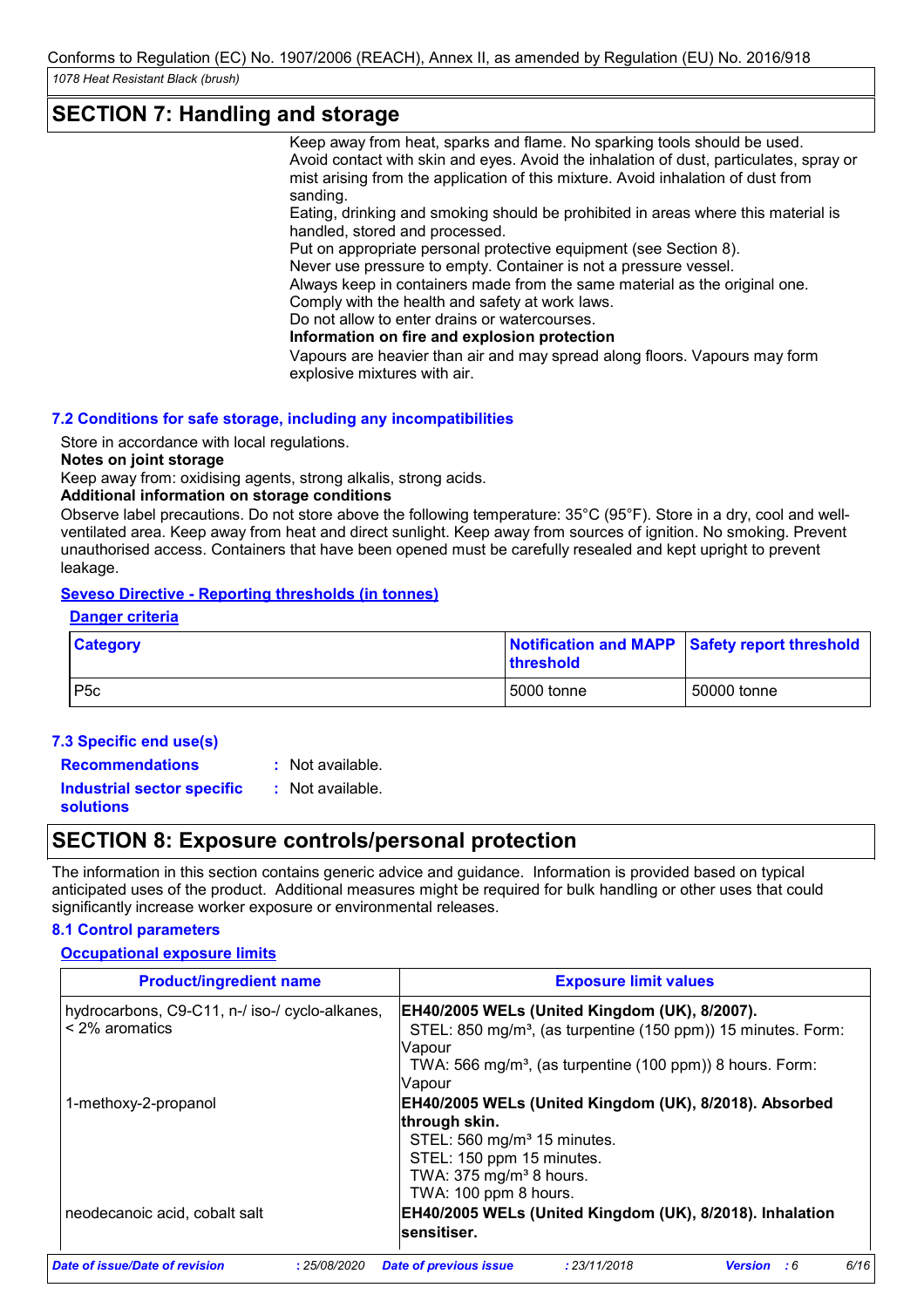## SECTION 7: Handling and storage

Keep away from heat, sparks and flame. No sparking tools should be used. Avoid contact with skin and eyes. Avoid the inhalation of dust, particulates, spray or mist arising from the application of this mixture. Avoid inhalation of dust from sanding.
Eating, drinking and smoking should be prohibited in areas where this material is handled, stored and processed.
Put on appropriate personal protective equipment (see Section 8).
Never use pressure to empty. Container is not a pressure vessel.
Always keep in containers made from the same material as the original one.
Comply with the health and safety at work laws.
Do not allow to enter drains or watercourses.

**Information on fire and explosion protection**

Vapours are heavier than air and may spread along floors. Vapours may form explosive mixtures with air.

### 7.2 Conditions for safe storage, including any incompatibilities

Store in accordance with local regulations.

**Notes on joint storage**

Keep away from: oxidising agents, strong alkalis, strong acids.

**Additional information on storage conditions**

Observe label precautions. Do not store above the following temperature: 35°C (95°F). Store in a dry, cool and well-ventilated area. Keep away from heat and direct sunlight. Keep away from sources of ignition. No smoking. Prevent unauthorised access. Containers that have been opened must be carefully resealed and kept upright to prevent leakage.

**Seveso Directive - Reporting thresholds (in tonnes)**

**Danger criteria**

| Category | Notification and MAPP threshold | Safety report threshold |
|---|---|---|
| P5c | 5000 tonne | 50000 tonne |

### 7.3 Specific end use(s)

**Recommendations** : Not available.

**Industrial sector specific solutions** : Not available.

## SECTION 8: Exposure controls/personal protection

The information in this section contains generic advice and guidance. Information is provided based on typical anticipated uses of the product. Additional measures might be required for bulk handling or other uses that could significantly increase worker exposure or environmental releases.

### 8.1 Control parameters

**Occupational exposure limits**

| Product/ingredient name | Exposure limit values |
|---|---|
| hydrocarbons, C9-C11, n-/ iso-/ cyclo-alkanes, < 2% aromatics | **EH40/2005 WELs (United Kingdom (UK), 8/2007).** STEL: 850 mg/m³, (as turpentine (150 ppm)) 15 minutes. Form: Vapour TWA: 566 mg/m³, (as turpentine (100 ppm)) 8 hours. Form: Vapour |
| 1-methoxy-2-propanol | **EH40/2005 WELs (United Kingdom (UK), 8/2018). Absorbed through skin.** STEL: 560 mg/m³ 15 minutes. STEL: 150 ppm 15 minutes. TWA: 375 mg/m³ 8 hours. TWA: 100 ppm 8 hours. |
| neodecanoic acid, cobalt salt | **EH40/2005 WELs (United Kingdom (UK), 8/2018). Inhalation sensitiser.** |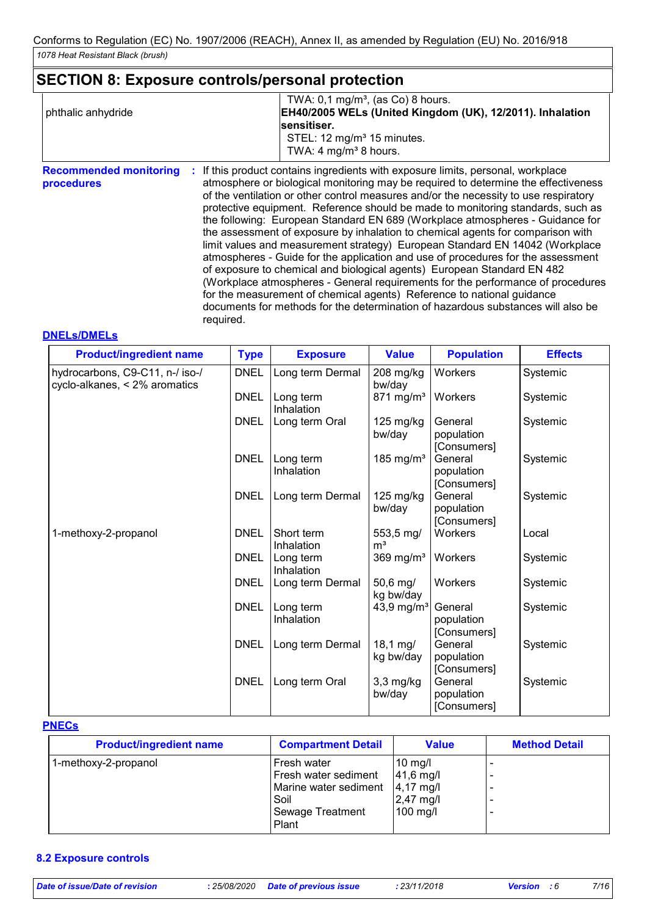## SECTION 8: Exposure controls/personal protection

| | |
|---|---|
| phthalic anhydride | TWA: 0,1 mg/m³, (as Co) 8 hours. **EH40/2005 WELs (United Kingdom (UK), 12/2011). Inhalation sensitiser.** STEL: 12 mg/m³ 15 minutes. TWA: 4 mg/m³ 8 hours. |

**Recommended monitoring procedures** : If this product contains ingredients with exposure limits, personal, workplace atmosphere or biological monitoring may be required to determine the effectiveness of the ventilation or other control measures and/or the necessity to use respiratory protective equipment. Reference should be made to monitoring standards, such as the following: European Standard EN 689 (Workplace atmospheres - Guidance for the assessment of exposure by inhalation to chemical agents for comparison with limit values and measurement strategy) European Standard EN 14042 (Workplace atmospheres - Guide for the application and use of procedures for the assessment of exposure to chemical and biological agents) European Standard EN 482 (Workplace atmospheres - General requirements for the performance of procedures for the measurement of chemical agents) Reference to national guidance documents for methods for the determination of hazardous substances will also be required.

### DNELs/DMELs

| Product/ingredient name | Type | Exposure | Value | Population | Effects |
|---|---|---|---|---|---|
| hydrocarbons, C9-C11, n-/ iso-/ cyclo-alkanes, < 2% aromatics | DNEL | Long term Dermal | 208 mg/kg bw/day | Workers | Systemic |
| | DNEL | Long term Inhalation | 871 mg/m³ | Workers | Systemic |
| | DNEL | Long term Oral | 125 mg/kg bw/day | General population [Consumers] | Systemic |
| | DNEL | Long term Inhalation | 185 mg/m³ | General population [Consumers] | Systemic |
| | DNEL | Long term Dermal | 125 mg/kg bw/day | General population [Consumers] | Systemic |
| 1-methoxy-2-propanol | DNEL | Short term Inhalation | 553,5 mg/m³ | Workers | Local |
| | DNEL | Long term Inhalation | 369 mg/m³ | Workers | Systemic |
| | DNEL | Long term Dermal | 50,6 mg/kg bw/day | Workers | Systemic |
| | DNEL | Long term Inhalation | 43,9 mg/m³ | General population [Consumers] | Systemic |
| | DNEL | Long term Dermal | 18,1 mg/kg bw/day | General population [Consumers] | Systemic |
| | DNEL | Long term Oral | 3,3 mg/kg bw/day | General population [Consumers] | Systemic |

### PNECs

| Product/ingredient name | Compartment Detail | Value | Method Detail |
|---|---|---|---|
| 1-methoxy-2-propanol | Fresh water | 10 mg/l | - |
| | Fresh water sediment | 41,6 mg/l | - |
| | Marine water sediment | 4,17 mg/l | - |
| | Soil | 2,47 mg/l | - |
| | Sewage Treatment Plant | 100 mg/l | - |

### 8.2 Exposure controls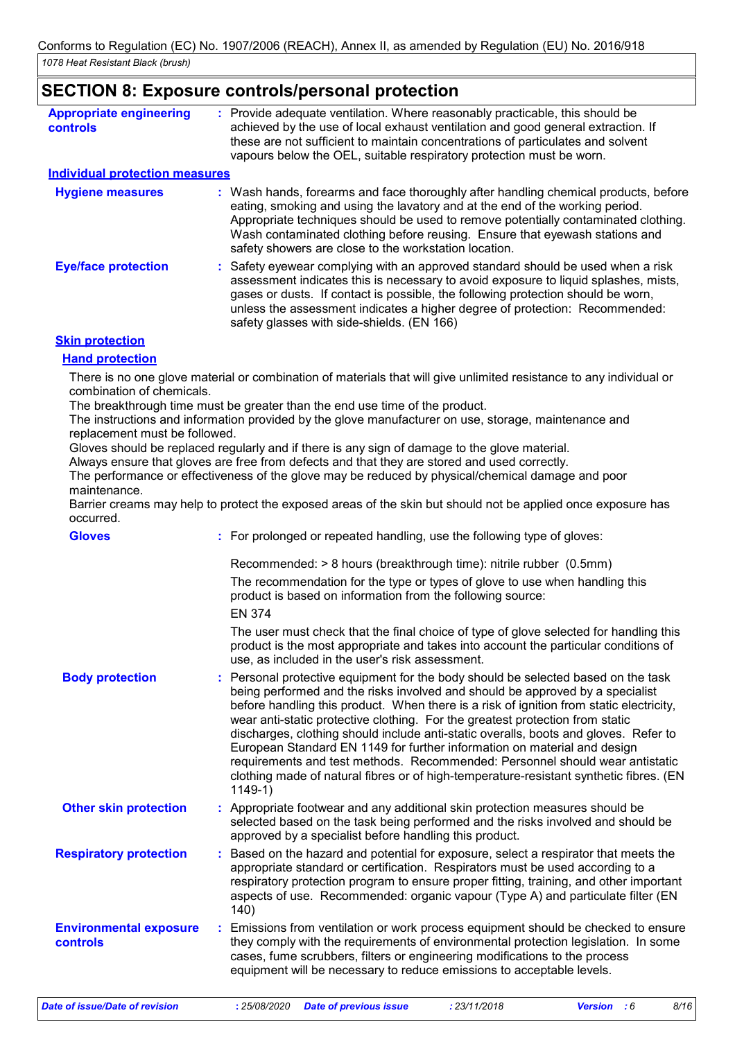## SECTION 8: Exposure controls/personal protection

**Appropriate engineering controls** : Provide adequate ventilation. Where reasonably practicable, this should be achieved by the use of local exhaust ventilation and good general extraction. If these are not sufficient to maintain concentrations of particulates and solvent vapours below the OEL, suitable respiratory protection must be worn.

### Individual protection measures

**Hygiene measures** : Wash hands, forearms and face thoroughly after handling chemical products, before eating, smoking and using the lavatory and at the end of the working period. Appropriate techniques should be used to remove potentially contaminated clothing. Wash contaminated clothing before reusing. Ensure that eyewash stations and safety showers are close to the workstation location.

**Eye/face protection** : Safety eyewear complying with an approved standard should be used when a risk assessment indicates this is necessary to avoid exposure to liquid splashes, mists, gases or dusts. If contact is possible, the following protection should be worn, unless the assessment indicates a higher degree of protection: Recommended: safety glasses with side-shields. (EN 166)

#### Skin protection

##### Hand protection

There is no one glove material or combination of materials that will give unlimited resistance to any individual or combination of chemicals.
The breakthrough time must be greater than the end use time of the product.
The instructions and information provided by the glove manufacturer on use, storage, maintenance and replacement must be followed.
Gloves should be replaced regularly and if there is any sign of damage to the glove material.
Always ensure that gloves are free from defects and that they are stored and used correctly.
The performance or effectiveness of the glove may be reduced by physical/chemical damage and poor maintenance.
Barrier creams may help to protect the exposed areas of the skin but should not be applied once exposure has occurred.

**Gloves** : For prolonged or repeated handling, use the following type of gloves:

Recommended: > 8 hours (breakthrough time): nitrile rubber (0.5mm)

The recommendation for the type or types of glove to use when handling this product is based on information from the following source:

EN 374

The user must check that the final choice of type of glove selected for handling this product is the most appropriate and takes into account the particular conditions of use, as included in the user's risk assessment.

**Body protection** : Personal protective equipment for the body should be selected based on the task being performed and the risks involved and should be approved by a specialist before handling this product. When there is a risk of ignition from static electricity, wear anti-static protective clothing. For the greatest protection from static discharges, clothing should include anti-static overalls, boots and gloves. Refer to European Standard EN 1149 for further information on material and design requirements and test methods. Recommended: Personnel should wear antistatic clothing made of natural fibres or of high-temperature-resistant synthetic fibres. (EN 1149-1)

**Other skin protection** : Appropriate footwear and any additional skin protection measures should be selected based on the task being performed and the risks involved and should be approved by a specialist before handling this product.

**Respiratory protection** : Based on the hazard and potential for exposure, select a respirator that meets the appropriate standard or certification. Respirators must be used according to a respiratory protection program to ensure proper fitting, training, and other important aspects of use. Recommended: organic vapour (Type A) and particulate filter (EN 140)

**Environmental exposure controls** : Emissions from ventilation or work process equipment should be checked to ensure they comply with the requirements of environmental protection legislation. In some cases, fume scrubbers, filters or engineering modifications to the process equipment will be necessary to reduce emissions to acceptable levels.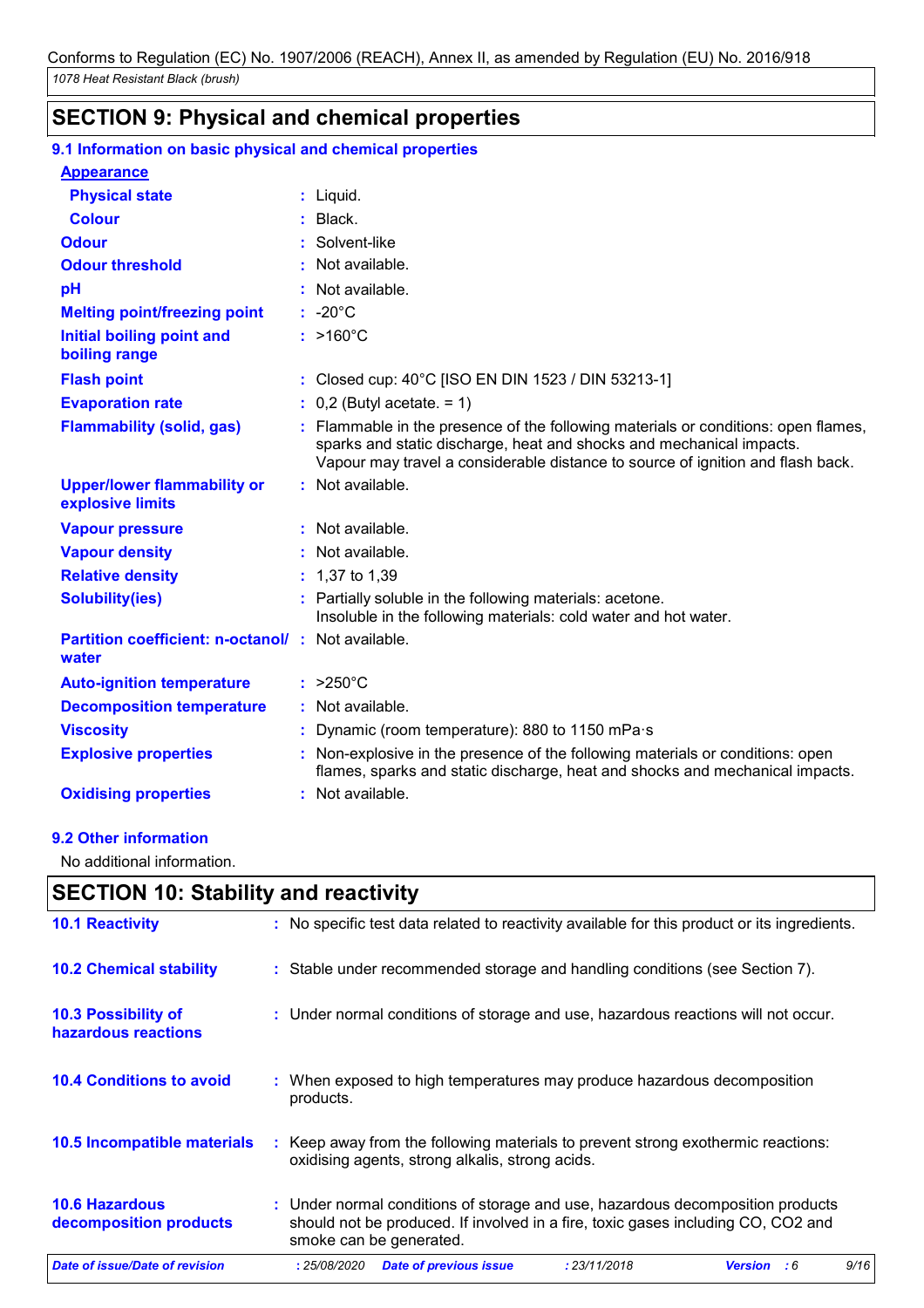Conforms to Regulation (EC) No. 1907/2006 (REACH), Annex II, as amended by Regulation (EU) No. 2016/918

*1078 Heat Resistant Black (brush)*

## SECTION 9: Physical and chemical properties

### 9.1 Information on basic physical and chemical properties

**Appearance**

| | |
|---|---|
| **Physical state** | : Liquid. |
| **Colour** | : Black. |
| **Odour** | : Solvent-like |
| **Odour threshold** | : Not available. |
| **pH** | : Not available. |
| **Melting point/freezing point** | : -20°C |
| **Initial boiling point and boiling range** | : >160°C |
| **Flash point** | : Closed cup: 40°C [ISO EN DIN 1523 / DIN 53213-1] |
| **Evaporation rate** | : 0,2 (Butyl acetate. = 1) |
| **Flammability (solid, gas)** | : Flammable in the presence of the following materials or conditions: open flames, sparks and static discharge, heat and shocks and mechanical impacts. Vapour may travel a considerable distance to source of ignition and flash back. |
| **Upper/lower flammability or explosive limits** | : Not available. |
| **Vapour pressure** | : Not available. |
| **Vapour density** | : Not available. |
| **Relative density** | : 1,37 to 1,39 |
| **Solubility(ies)** | : Partially soluble in the following materials: acetone. Insoluble in the following materials: cold water and hot water. |
| **Partition coefficient: n-octanol/ water** | : Not available. |
| **Auto-ignition temperature** | : >250°C |
| **Decomposition temperature** | : Not available. |
| **Viscosity** | : Dynamic (room temperature): 880 to 1150 mPa·s |
| **Explosive properties** | : Non-explosive in the presence of the following materials or conditions: open flames, sparks and static discharge, heat and shocks and mechanical impacts. |
| **Oxidising properties** | : Not available. |

### 9.2 Other information

No additional information.

## SECTION 10: Stability and reactivity

| | |
|---|---|
| **10.1 Reactivity** | : No specific test data related to reactivity available for this product or its ingredients. |
| **10.2 Chemical stability** | : Stable under recommended storage and handling conditions (see Section 7). |
| **10.3 Possibility of hazardous reactions** | : Under normal conditions of storage and use, hazardous reactions will not occur. |
| **10.4 Conditions to avoid** | : When exposed to high temperatures may produce hazardous decomposition products. |
| **10.5 Incompatible materials** | : Keep away from the following materials to prevent strong exothermic reactions: oxidising agents, strong alkalis, strong acids. |
| **10.6 Hazardous decomposition products** | : Under normal conditions of storage and use, hazardous decomposition products should not be produced. If involved in a fire, toxic gases including CO, $CO_2$ and smoke can be generated. |

*Date of issue/Date of revision* : 25/08/2020 *Date of previous issue* : 23/11/2018 *Version* : 6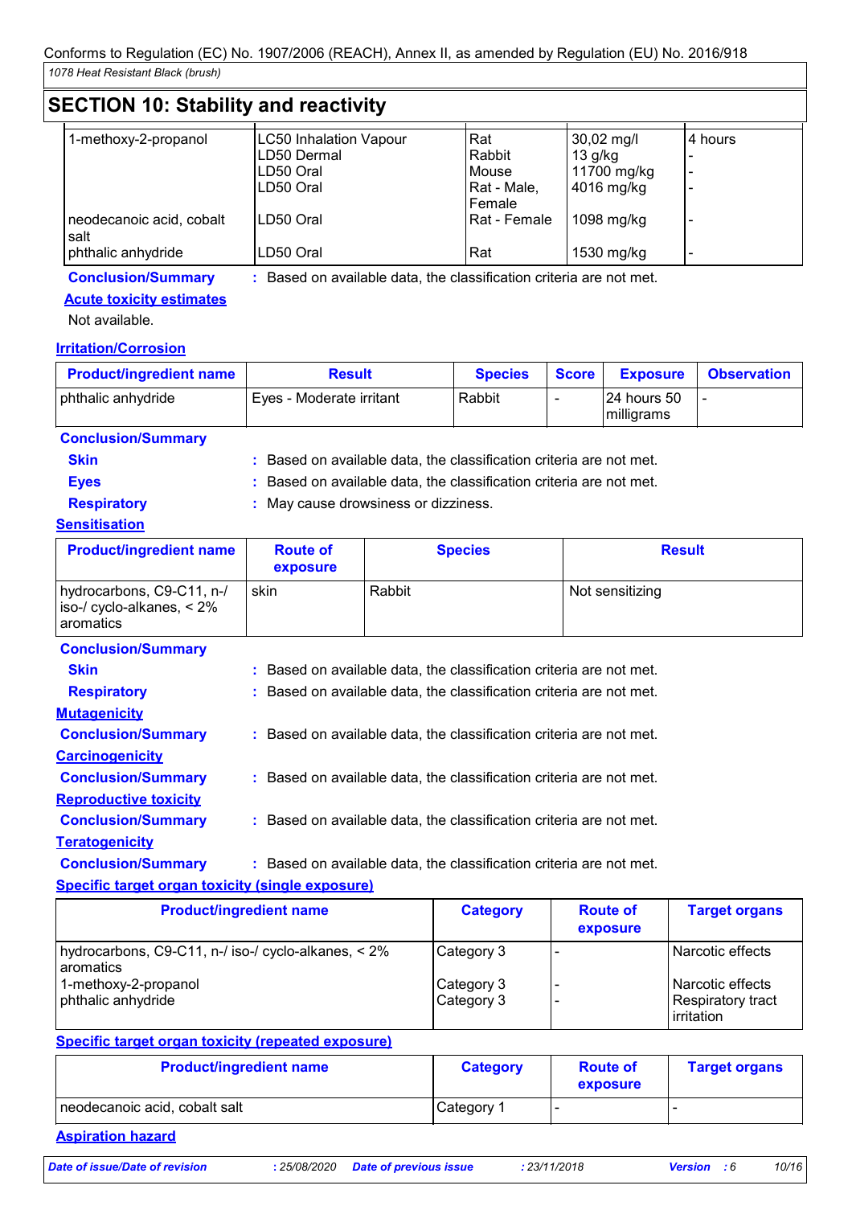## SECTION 10: Stability and reactivity

| | | | | |
|---|---|---|---|---|
| 1-methoxy-2-propanol | LC50 Inhalation Vapour | Rat | 30,02 mg/l | 4 hours |
| | LD50 Dermal | Rabbit | 13 g/kg | - |
| | LD50 Oral | Mouse | 11700 mg/kg | - |
| | LD50 Oral | Rat - Male, Female | 4016 mg/kg | - |
| neodecanoic acid, cobalt salt | LD50 Oral | Rat - Female | 1098 mg/kg | - |
| phthalic anhydride | LD50 Oral | Rat | 1530 mg/kg | - |

**Conclusion/Summary** : Based on available data, the classification criteria are not met.

**Acute toxicity estimates**

Not available.

**Irritation/Corrosion**

| Product/ingredient name | Result | Species | Score | Exposure | Observation |
|---|---|---|---|---|---|
| phthalic anhydride | Eyes - Moderate irritant | Rabbit | - | 24 hours 50 milligrams | - |

**Conclusion/Summary**

**Skin** : Based on available data, the classification criteria are not met.

**Eyes** : Based on available data, the classification criteria are not met.

**Respiratory** : May cause drowsiness or dizziness.

**Sensitisation**

| Product/ingredient name | Route of exposure | Species | Result |
|---|---|---|---|
| hydrocarbons, C9-C11, n-/ iso-/ cyclo-alkanes, < 2% aromatics | skin | Rabbit | Not sensitizing |

**Conclusion/Summary**

**Skin** : Based on available data, the classification criteria are not met.

**Respiratory** : Based on available data, the classification criteria are not met.

**Mutagenicity**

**Conclusion/Summary** : Based on available data, the classification criteria are not met.

**Carcinogenicity**

**Conclusion/Summary** : Based on available data, the classification criteria are not met.

**Reproductive toxicity**

**Conclusion/Summary** : Based on available data, the classification criteria are not met.

**Teratogenicity**

**Conclusion/Summary** : Based on available data, the classification criteria are not met.

**Specific target organ toxicity (single exposure)**

| Product/ingredient name | Category | Route of exposure | Target organs |
|---|---|---|---|
| hydrocarbons, C9-C11, n-/ iso-/ cyclo-alkanes, < 2% aromatics | Category 3 | - | Narcotic effects |
| 1-methoxy-2-propanol | Category 3 | - | Narcotic effects |
| phthalic anhydride | Category 3 | - | Respiratory tract irritation |

**Specific target organ toxicity (repeated exposure)**

| Product/ingredient name | Category | Route of exposure | Target organs |
|---|---|---|---|
| neodecanoic acid, cobalt salt | Category 1 | - | - |

**Aspiration hazard**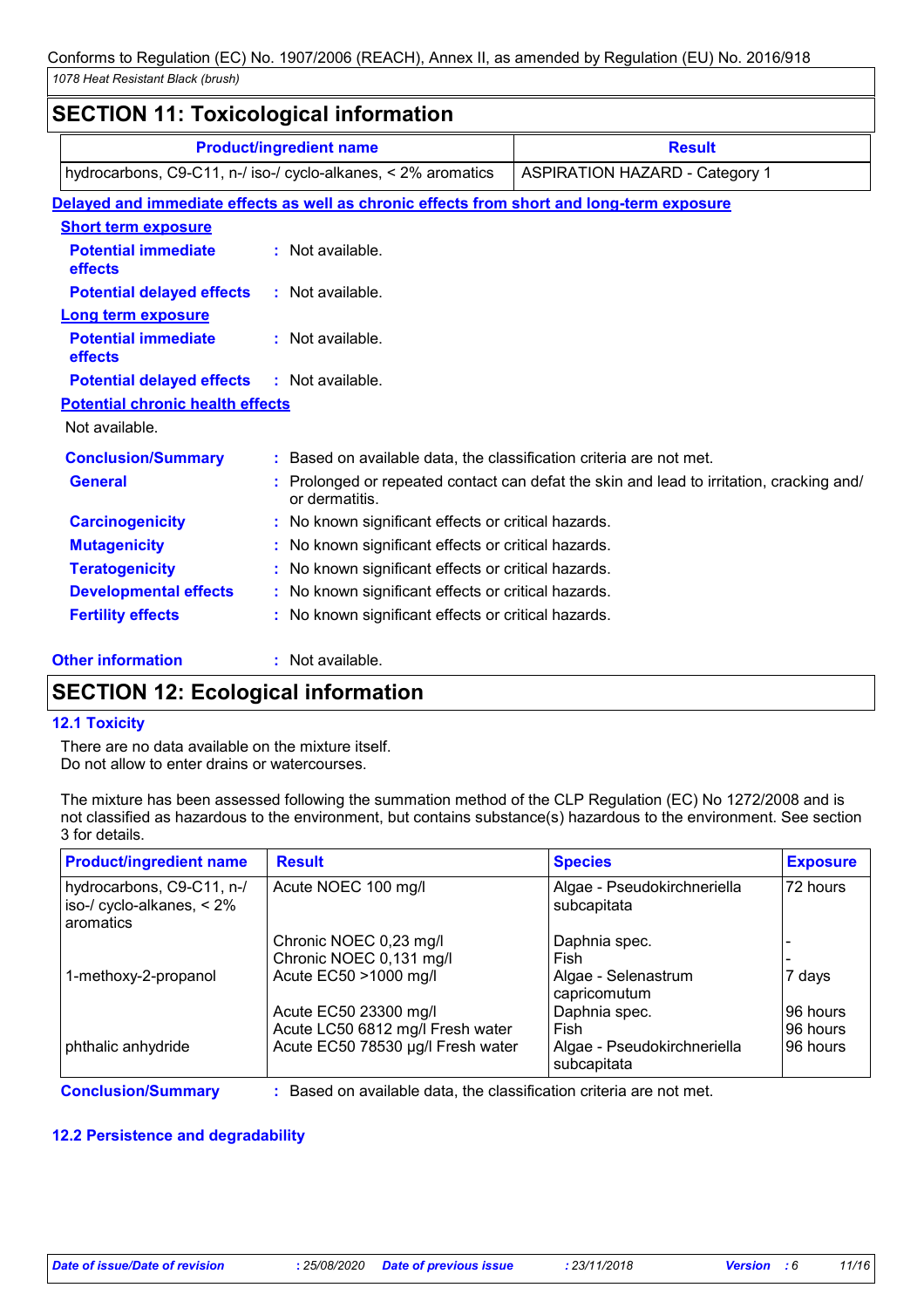Conforms to Regulation (EC) No. 1907/2006 (REACH), Annex II, as amended by Regulation (EU) No. 2016/918

*1078 Heat Resistant Black (brush)*

## SECTION 11: Toxicological information

| Product/ingredient name | Result |
|---|---|
| hydrocarbons, C9-C11, n-/ iso-/ cyclo-alkanes, < 2% aromatics | ASPIRATION HAZARD - Category 1 |

**Delayed and immediate effects as well as chronic effects from short and long-term exposure**

**Short term exposure**

**Potential immediate effects** : Not available.

**Potential delayed effects** : Not available.

**Long term exposure**

**Potential immediate effects** : Not available.

**Potential delayed effects** : Not available.

**Potential chronic health effects**

Not available.

**Conclusion/Summary** : Based on available data, the classification criteria are not met.

**General** : Prolonged or repeated contact can defat the skin and lead to irritation, cracking and/ or dermatitis.

**Carcinogenicity** : No known significant effects or critical hazards.

**Mutagenicity** : No known significant effects or critical hazards.

**Teratogenicity** : No known significant effects or critical hazards.

**Developmental effects** : No known significant effects or critical hazards.

**Fertility effects** : No known significant effects or critical hazards.

**Other information** : Not available.

## SECTION 12: Ecological information

### 12.1 Toxicity

There are no data available on the mixture itself.
Do not allow to enter drains or watercourses.

The mixture has been assessed following the summation method of the CLP Regulation (EC) No 1272/2008 and is not classified as hazardous to the environment, but contains substance(s) hazardous to the environment. See section 3 for details.

| Product/ingredient name | Result | Species | Exposure |
|---|---|---|---|
| hydrocarbons, C9-C11, n-/ iso-/ cyclo-alkanes, < 2% aromatics | Acute NOEC 100 mg/l | Algae - Pseudokirchneriella subcapitata | 72 hours |
| | Chronic NOEC 0,23 mg/l | Daphnia spec. | - |
| | Chronic NOEC 0,131 mg/l | Fish | - |
| 1-methoxy-2-propanol | Acute EC50 >1000 mg/l | Algae - Selenastrum capricomutum | 7 days |
| | Acute EC50 23300 mg/l | Daphnia spec. | 96 hours |
| | Acute LC50 6812 mg/l Fresh water | Fish | 96 hours |
| phthalic anhydride | Acute EC50 78530 µg/l Fresh water | Algae - Pseudokirchneriella subcapitata | 96 hours |

**Conclusion/Summary** : Based on available data, the classification criteria are not met.

### 12.2 Persistence and degradability

*Date of issue/Date of revision* : 25/08/2020 *Date of previous issue* : 23/11/2018 *Version* : 6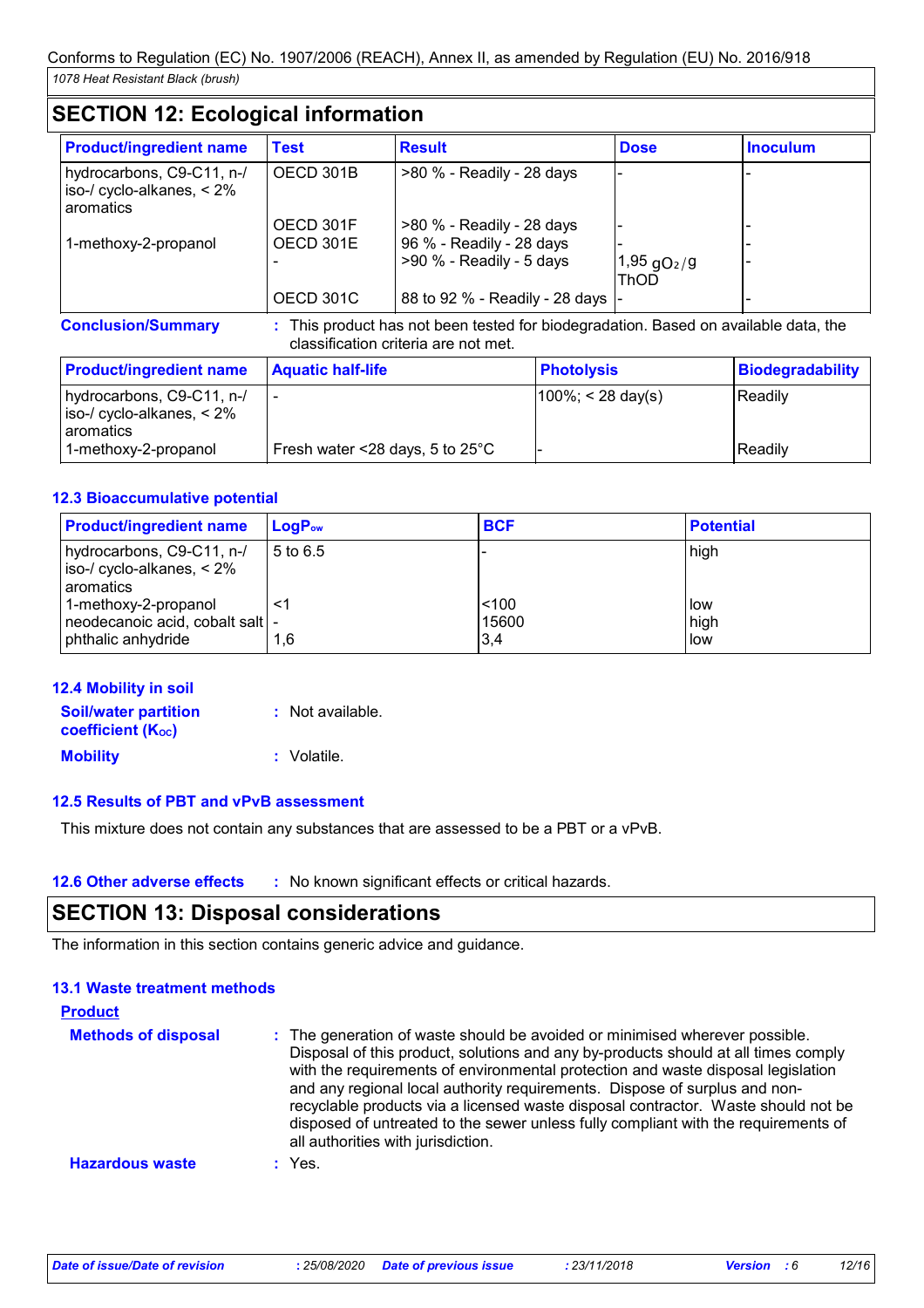## SECTION 12: Ecological information

| Product/ingredient name | Test | Result | Dose | Inoculum |
|---|---|---|---|---|
| hydrocarbons, C9-C11, n-/ iso-/ cyclo-alkanes, < 2% aromatics | OECD 301B | >80 % - Readily - 28 days | - | - |
| | OECD 301F | >80 % - Readily - 28 days | - | - |
| 1-methoxy-2-propanol | OECD 301E | 96 % - Readily - 28 days | - | - |
| | - | >90 % - Readily - 5 days | 1,95 $gO_2/g$ ThOD | - |
| | OECD 301C | 88 to 92 % - Readily - 28 days | - | - |

**Conclusion/Summary** : This product has not been tested for biodegradation. Based on available data, the classification criteria are not met.

| Product/ingredient name | Aquatic half-life | Photolysis | Biodegradability |
|---|---|---|---|
| hydrocarbons, C9-C11, n-/ iso-/ cyclo-alkanes, < 2% aromatics | - | 100%; < 28 day(s) | Readily |
| 1-methoxy-2-propanol | Fresh water <28 days, 5 to 25°C | - | Readily |

### 12.3 Bioaccumulative potential

| Product/ingredient name | $LogP_{ow}$ | BCF | Potential |
|---|---|---|---|
| hydrocarbons, C9-C11, n-/ iso-/ cyclo-alkanes, < 2% aromatics | 5 to 6.5 | - | high |
| 1-methoxy-2-propanol | <1 | <100 | low |
| neodecanoic acid, cobalt salt | - | 15600 | high |
| phthalic anhydride | 1,6 | 3,4 | low |

### 12.4 Mobility in soil

**Soil/water partition coefficient ($K_{OC}$)** : Not available.

**Mobility** : Volatile.

### 12.5 Results of PBT and vPvB assessment

This mixture does not contain any substances that are assessed to be a PBT or a vPvB.

### 12.6 Other adverse effects

: No known significant effects or critical hazards.

## SECTION 13: Disposal considerations

The information in this section contains generic advice and guidance.

### 13.1 Waste treatment methods

**Product**

**Methods of disposal** : The generation of waste should be avoided or minimised wherever possible. Disposal of this product, solutions and any by-products should at all times comply with the requirements of environmental protection and waste disposal legislation and any regional local authority requirements. Dispose of surplus and non-recyclable products via a licensed waste disposal contractor. Waste should not be disposed of untreated to the sewer unless fully compliant with the requirements of all authorities with jurisdiction.

**Hazardous waste** : Yes.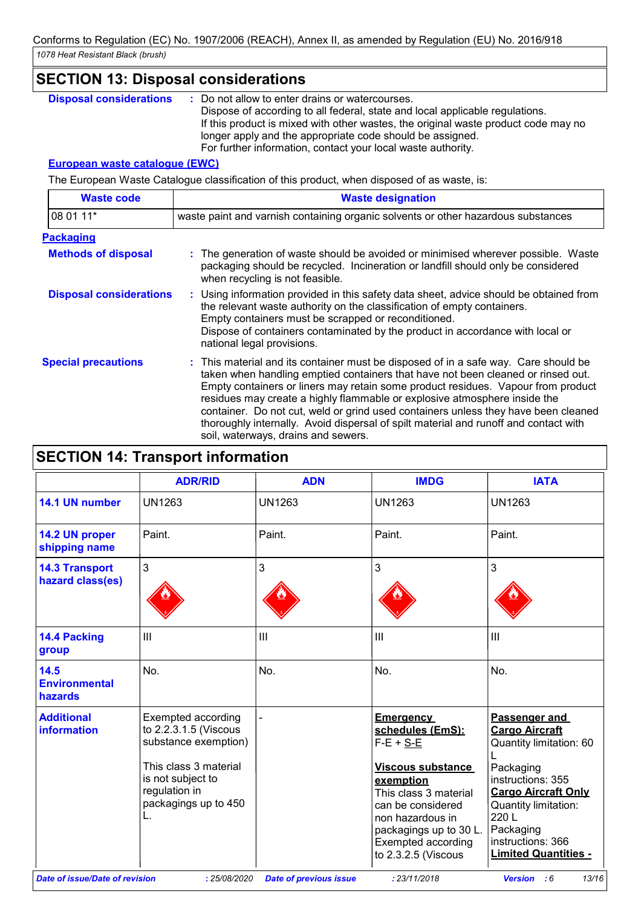Conforms to Regulation (EC) No. 1907/2006 (REACH), Annex II, as amended by Regulation (EU) No. 2016/918

*1078 Heat Resistant Black (brush)*

## SECTION 13: Disposal considerations

**Disposal considerations** : Do not allow to enter drains or watercourses. Dispose of according to all federal, state and local applicable regulations. If this product is mixed with other wastes, the original waste product code may no longer apply and the appropriate code should be assigned. For further information, contact your local waste authority.

**European waste catalogue (EWC)**

The European Waste Catalogue classification of this product, when disposed of as waste, is:

| Waste code | Waste designation |
|---|---|
| 08 01 11* | waste paint and varnish containing organic solvents or other hazardous substances |

**Packaging**

**Methods of disposal** : The generation of waste should be avoided or minimised wherever possible. Waste packaging should be recycled. Incineration or landfill should only be considered when recycling is not feasible.

**Disposal considerations** : Using information provided in this safety data sheet, advice should be obtained from the relevant waste authority on the classification of empty containers. Empty containers must be scrapped or reconditioned. Dispose of containers contaminated by the product in accordance with local or national legal provisions.

**Special precautions** : This material and its container must be disposed of in a safe way. Care should be taken when handling emptied containers that have not been cleaned or rinsed out. Empty containers or liners may retain some product residues. Vapour from product residues may create a highly flammable or explosive atmosphere inside the container. Do not cut, weld or grind used containers unless they have been cleaned thoroughly internally. Avoid dispersal of spilt material and runoff and contact with soil, waterways, drains and sewers.

## SECTION 14: Transport information

| | ADR/RID | ADN | IMDG | IATA |
|---|---|---|---|---|
| **14.1 UN number** | UN1263 | UN1263 | UN1263 | UN1263 |
| **14.2 UN proper shipping name** | Paint. | Paint. | Paint. | Paint. |
| **14.3 Transport hazard class(es)** | 3 | 3 | 3 | 3 |
| **14.4 Packing group** | III | III | III | III |
| **14.5 Environmental hazards** | No. | No. | No. | No. |
| **Additional information** | Exempted according to 2.2.3.1.5 (Viscous substance exemption)<br><br>This class 3 material is not subject to regulation in packagings up to 450 L. | - | **Emergency schedules (EmS):** F-E + S-E<br><br>**Viscous substance exemption**<br>This class 3 material can be considered non hazardous in packagings up to 30 L. Exempted according to 2.3.2.5 (Viscous | **Passenger and Cargo Aircraft** Quantity limitation: 60 L<br>Packaging instructions: 355<br>**Cargo Aircraft Only** Quantity limitation: 220 L<br>Packaging instructions: 366<br>**Limited Quantities -** |

*Date of issue/Date of revision* : 25/08/2020 *Date of previous issue* : 23/11/2018 *Version* : 6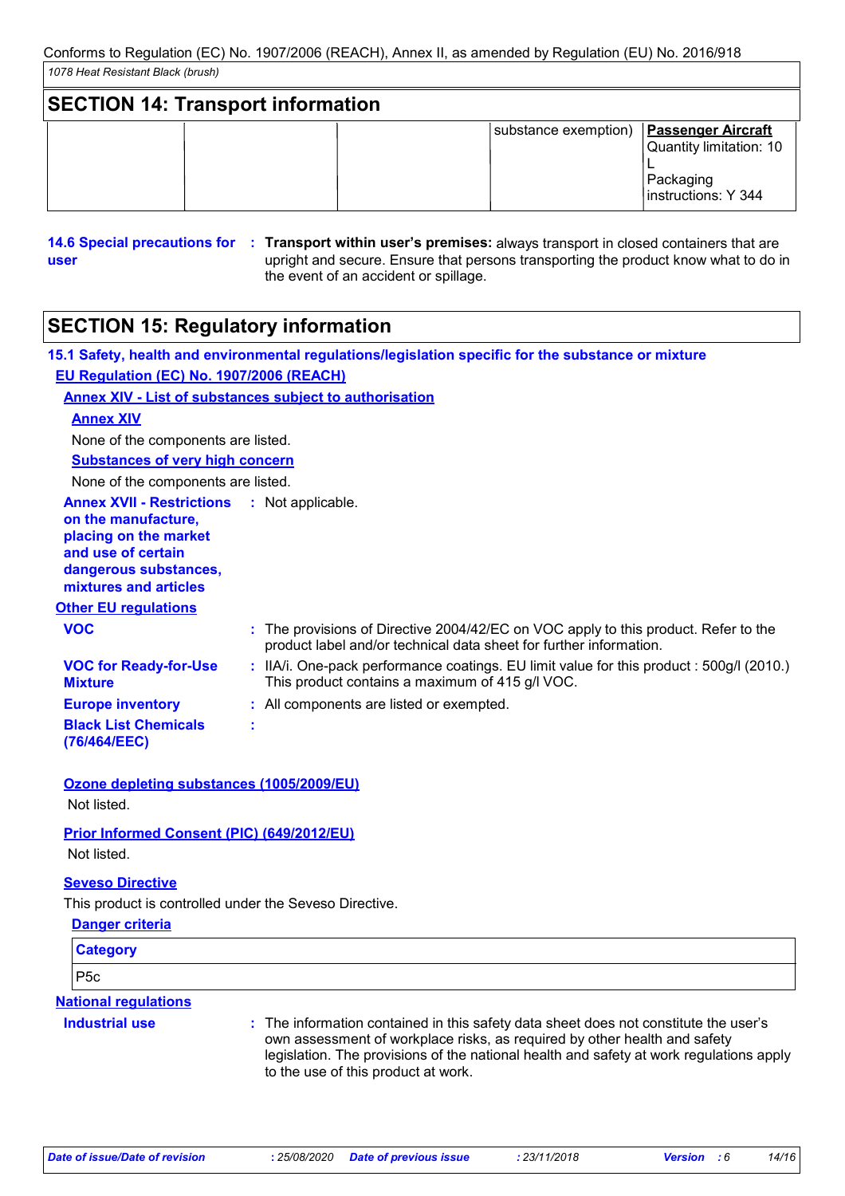## SECTION 14: Transport information

| | | | substance exemption) | **Passenger Aircraft** Quantity limitation: 10 L Packaging instructions: Y 344 |
|---|---|---|---|---|

**14.6 Special precautions for user** : **Transport within user's premises:** always transport in closed containers that are upright and secure. Ensure that persons transporting the product know what to do in the event of an accident or spillage.

## SECTION 15: Regulatory information

**15.1 Safety, health and environmental regulations/legislation specific for the substance or mixture**

**EU Regulation (EC) No. 1907/2006 (REACH)**

**Annex XIV - List of substances subject to authorisation**

**Annex XIV**

None of the components are listed.

**Substances of very high concern**

None of the components are listed.

**Annex XVII - Restrictions on the manufacture, placing on the market and use of certain dangerous substances, mixtures and articles** : Not applicable.

**Other EU regulations**

**VOC** : The provisions of Directive 2004/42/EC on VOC apply to this product. Refer to the product label and/or technical data sheet for further information.

**VOC for Ready-for-Use Mixture** : IIA/i. One-pack performance coatings. EU limit value for this product : 500g/l (2010.) This product contains a maximum of 415 g/l VOC.

**Europe inventory** : All components are listed or exempted.

**Black List Chemicals (76/464/EEC)** :

**Ozone depleting substances (1005/2009/EU)**

Not listed.

**Prior Informed Consent (PIC) (649/2012/EU)**

Not listed.

**Seveso Directive**

This product is controlled under the Seveso Directive.

**Danger criteria**

| Category |
|---|
| P5c |

**National regulations**

**Industrial use** : The information contained in this safety data sheet does not constitute the user's own assessment of workplace risks, as required by other health and safety legislation. The provisions of the national health and safety at work regulations apply to the use of this product at work.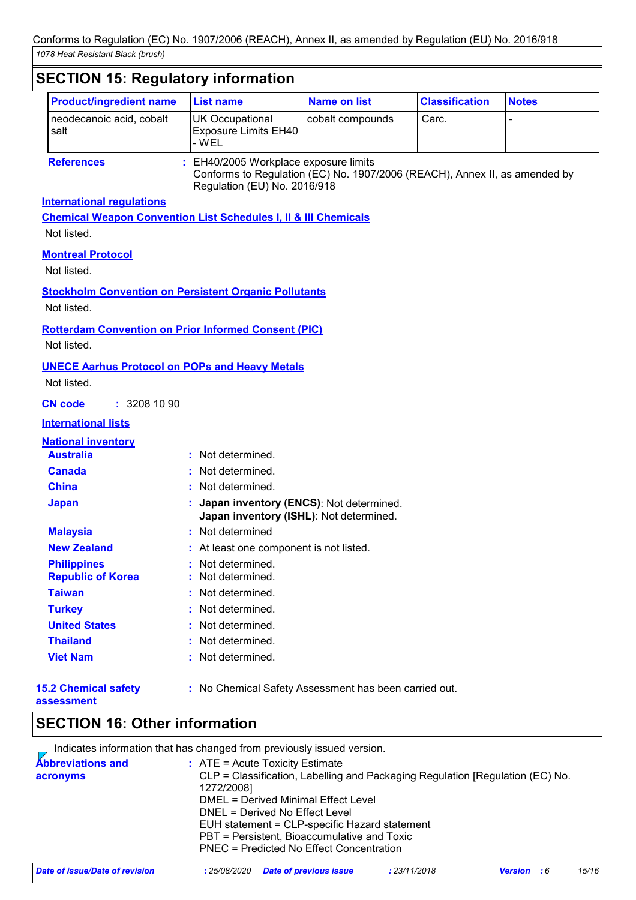## SECTION 15: Regulatory information

| Product/ingredient name | List name | Name on list | Classification | Notes |
|---|---|---|---|---|
| neodecanoic acid, cobalt salt | UK Occupational Exposure Limits EH40 - WEL | cobalt compounds | Carc. | - |

**References** : EH40/2005 Workplace exposure limits
Conforms to Regulation (EC) No. 1907/2006 (REACH), Annex II, as amended by Regulation (EU) No. 2016/918

**International regulations**

**Chemical Weapon Convention List Schedules I, II & III Chemicals**

Not listed.

**Montreal Protocol**

Not listed.

**Stockholm Convention on Persistent Organic Pollutants**

Not listed.

**Rotterdam Convention on Prior Informed Consent (PIC)**

Not listed.

**UNECE Aarhus Protocol on POPs and Heavy Metals**

Not listed.

**CN code** : 3208 10 90

**International lists**

**National inventory**

**Australia** : Not determined.

**Canada** : Not determined.

**China** : Not determined.

**Japan** : **Japan inventory (ENCS)**: Not determined.
**Japan inventory (ISHL)**: Not determined.

**Malaysia** : Not determined

**New Zealand** : At least one component is not listed.

**Philippines** : Not determined.

**Republic of Korea** : Not determined.

**Taiwan** : Not determined.

**Turkey** : Not determined.

**United States** : Not determined.

**Thailand** : Not determined.

**Viet Nam** : Not determined.

**15.2 Chemical safety assessment** : No Chemical Safety Assessment has been carried out.

## SECTION 16: Other information

Indicates information that has changed from previously issued version.

**Abbreviations and acronyms** : ATE = Acute Toxicity Estimate
CLP = Classification, Labelling and Packaging Regulation [Regulation (EC) No. 1272/2008]
DMEL = Derived Minimal Effect Level
DNEL = Derived No Effect Level
EUH statement = CLP-specific Hazard statement
PBT = Persistent, Bioaccumulative and Toxic
PNEC = Predicted No Effect Concentration

*Date of issue/Date of revision* : 25/08/2020 *Date of previous issue* : 23/11/2018 *Version* : 6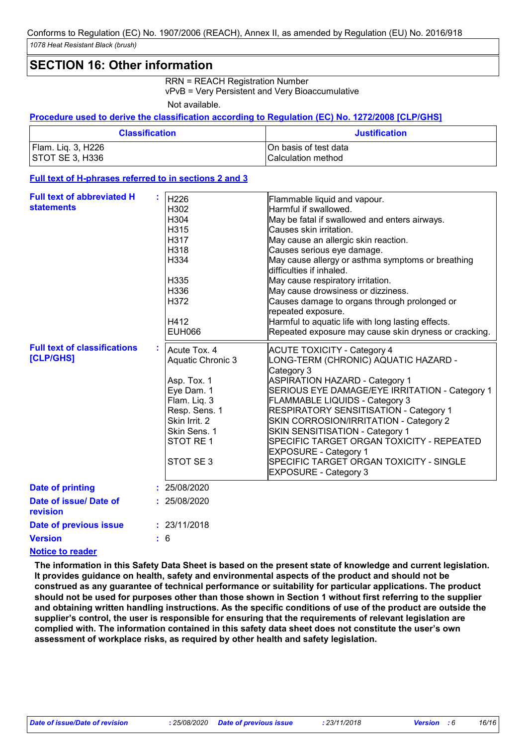## SECTION 16: Other information

RRN = REACH Registration Number
vPvB = Very Persistent and Very Bioaccumulative

Not available.

**Procedure used to derive the classification according to Regulation (EC) No. 1272/2008 [CLP/GHS]**

| Classification | Justification |
| --- | --- |
| Flam. Liq. 3, H226 | On basis of test data |
| STOT SE 3, H336 | Calculation method |

**Full text of H-phrases referred to in sections 2 and 3**

**Full text of abbreviated H statements** :

| | |
| --- | --- |
| H226 | Flammable liquid and vapour. |
| H302 | Harmful if swallowed. |
| H304 | May be fatal if swallowed and enters airways. |
| H315 | Causes skin irritation. |
| H317 | May cause an allergic skin reaction. |
| H318 | Causes serious eye damage. |
| H334 | May cause allergy or asthma symptoms or breathing difficulties if inhaled. |
| H335 | May cause respiratory irritation. |
| H336 | May cause drowsiness or dizziness. |
| H372 | Causes damage to organs through prolonged or repeated exposure. |
| H412 | Harmful to aquatic life with long lasting effects. |
| EUH066 | Repeated exposure may cause skin dryness or cracking. |

**Full text of classifications [CLP/GHS]** :

| | |
| --- | --- |
| Acute Tox. 4 | ACUTE TOXICITY - Category 4 |
| Aquatic Chronic 3 | LONG-TERM (CHRONIC) AQUATIC HAZARD - Category 3 |
| Asp. Tox. 1 | ASPIRATION HAZARD - Category 1 |
| Eye Dam. 1 | SERIOUS EYE DAMAGE/EYE IRRITATION - Category 1 |
| Flam. Liq. 3 | FLAMMABLE LIQUIDS - Category 3 |
| Resp. Sens. 1 | RESPIRATORY SENSITISATION - Category 1 |
| Skin Irrit. 2 | SKIN CORROSION/IRRITATION - Category 2 |
| Skin Sens. 1 | SKIN SENSITISATION - Category 1 |
| STOT RE 1 | SPECIFIC TARGET ORGAN TOXICITY - REPEATED EXPOSURE - Category 1 |
| STOT SE 3 | SPECIFIC TARGET ORGAN TOXICITY - SINGLE EXPOSURE - Category 3 |

**Date of printing** : 25/08/2020

**Date of issue/ Date of revision** : 25/08/2020

**Date of previous issue** : 23/11/2018

**Version** : 6

**Notice to reader**

**The information in this Safety Data Sheet is based on the present state of knowledge and current legislation. It provides guidance on health, safety and environmental aspects of the product and should not be construed as any guarantee of technical performance or suitability for particular applications. The product should not be used for purposes other than those shown in Section 1 without first referring to the supplier and obtaining written handling instructions. As the specific conditions of use of the product are outside the supplier's control, the user is responsible for ensuring that the requirements of relevant legislation are complied with. The information contained in this safety data sheet does not constitute the user's own assessment of workplace risks, as required by other health and safety legislation.**